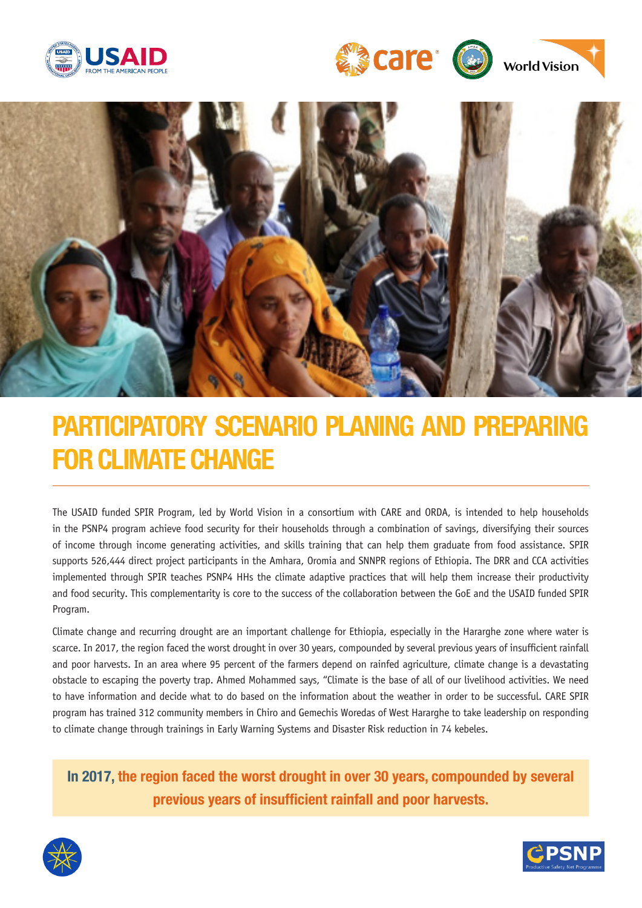# PARTICIPATORY SCENARIO PLANING AND PREPARING FOR CLIMATE CHANGE

The USAID funded SPIR Program, led by World Vision in a consortium with CARE and ORDA, is intended to help households in the PSNP4 program achieve food security for their households through a combination of savings, diversifying their sources of income through income generating activities, and skills training that can help them graduate from food assistance. SPIR supports 526,444 direct project participants in the Amhara, Oromia and SNNPR regions of Ethiopia. The DRR and CCA activities implemented through SPIR teaches PSNP4 HHs the climate adaptive practices that will help them increase their productivity and food security. This complementarity is core to the success of the collaboration between the GoE and the USAID funded SPIR Program.

Climate change and recurring drought are an important challenge for Ethiopia, especially in the Hararghe zone where water is scarce. In 2017, the region faced the worst drought in over 30 years, compounded by several previous years of insufficient rainfall and poor harvests. In an area where 95 percent of the farmers depend on rainfed agriculture, climate change is a devastating obstacle to escaping the poverty trap. Ahmed Mohammed says, "Climate is the base of all of our livelihood activities. We need to have information and decide what to do based on the information about the weather in order to be successful. CARE SPIR program has trained 312 community members in Chiro and Gemechis Woredas of West Hararghe to take leadership on responding to climate change through trainings in Early Warning Systems and Disaster Risk reduction in 74 kebeles.

**In 2017, the region faced the worst drought in over 30 years, compounded by several previous years of insufficient rainfall and poor harvests.**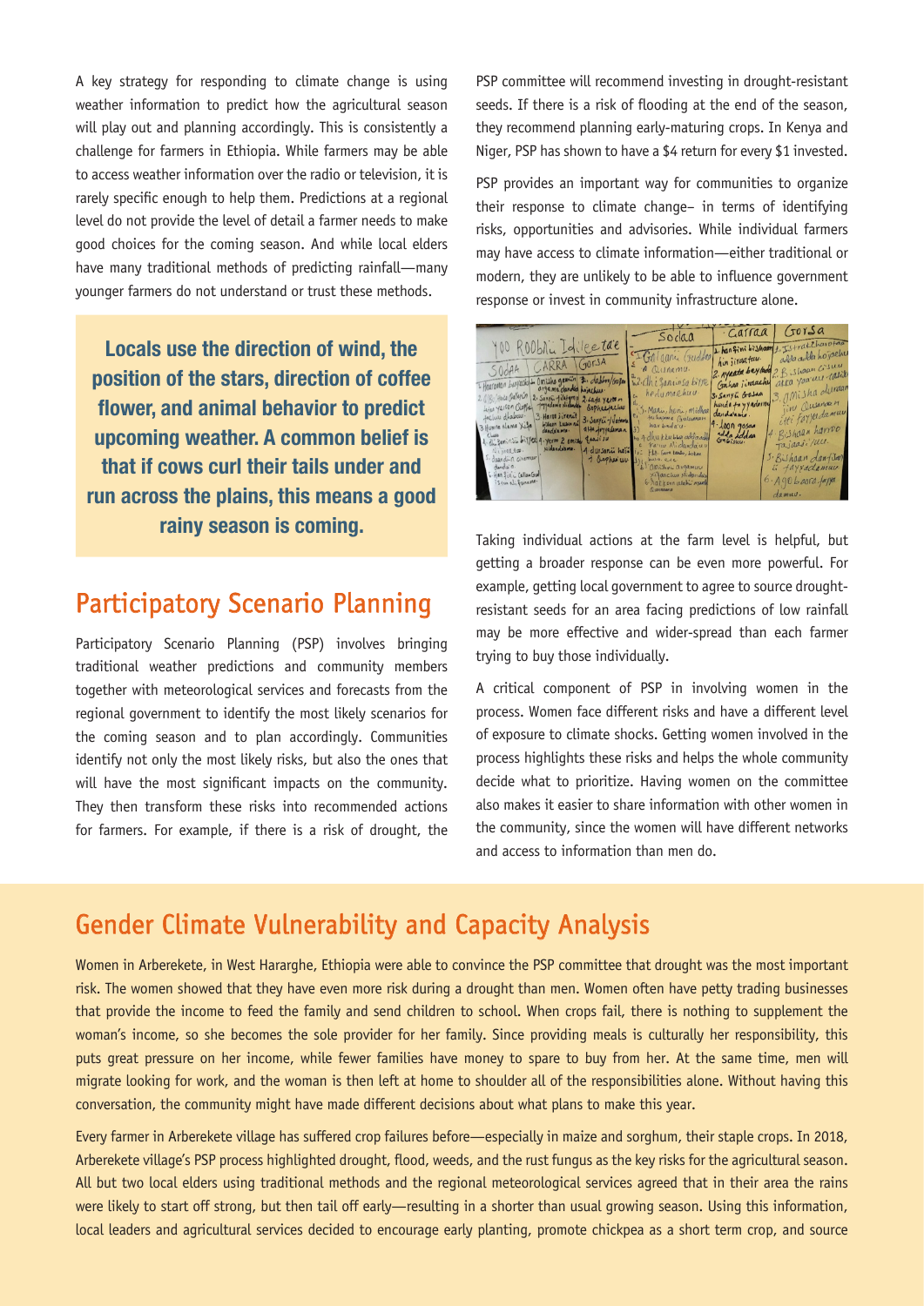A key strategy for responding to climate change is using weather information to predict how the agricultural season will play out and planning accordingly. This is consistently a challenge for farmers in Ethiopia. While farmers may be able to access weather information over the radio or television, it is rarely specific enough to help them. Predictions at a regional level do not provide the level of detail a farmer needs to make good choices for the coming season. And while local elders have many traditional methods of predicting rainfall—many younger farmers do not understand or trust these methods.

**Locals use the direction of wind, the position of the stars, direction of coffee flower, and animal behavior to predict upcoming weather. A common belief is that if cows curl their tails under and run across the plains, this means a good rainy season is coming.**

## Participatory Scenario Planning

Participatory Scenario Planning (PSP) involves bringing traditional weather predictions and community members together with meteorological services and forecasts from the regional government to identify the most likely scenarios for the coming season and to plan accordingly. Communities identify not only the most likely risks, but also the ones that will have the most significant impacts on the community. They then transform these risks into recommended actions for farmers. For example, if there is a risk of drought, the PSP committee will recommend investing in drought-resistant seeds. If there is a risk of flooding at the end of the season, they recommend planning early-maturing crops. In Kenya and Niger, PSP has shown to have a $4 return for every $1 invested.

PSP provides an important way for communities to organize their response to climate change– in terms of identifying risks, opportunities and advisories. While individual farmers may have access to climate information—either traditional or modern, they are unlikely to be able to influence government response or invest in community infrastructure alone.

Taking individual actions at the farm level is helpful, but getting a broader response can be even more powerful. For example, getting local government to agree to source drought-resistant seeds for an area facing predictions of low rainfall may be more effective and wider-spread than each farmer trying to buy those individually.

A critical component of PSP in involving women in the process. Women face different risks and have a different level of exposure to climate shocks. Getting women involved in the process highlights these risks and helps the whole community decide what to prioritize. Having women on the committee also makes it easier to share information with other women in the community, since the women will have different networks and access to information than men do.

## Gender Climate Vulnerability and Capacity Analysis

Women in Arberekete, in West Hararghe, Ethiopia were able to convince the PSP committee that drought was the most important risk. The women showed that they have even more risk during a drought than men. Women often have petty trading businesses that provide the income to feed the family and send children to school. When crops fail, there is nothing to supplement the woman's income, so she becomes the sole provider for her family. Since providing meals is culturally her responsibility, this puts great pressure on her income, while fewer families have money to spare to buy from her. At the same time, men will migrate looking for work, and the woman is then left at home to shoulder all of the responsibilities alone. Without having this conversation, the community might have made different decisions about what plans to make this year.

Every farmer in Arberekete village has suffered crop failures before—especially in maize and sorghum, their staple crops. In 2018, Arberekete village's PSP process highlighted drought, flood, weeds, and the rust fungus as the key risks for the agricultural season. All but two local elders using traditional methods and the regional meteorological services agreed that in their area the rains were likely to start off strong, but then tail off early—resulting in a shorter than usual growing season. Using this information, local leaders and agricultural services decided to encourage early planting, promote chickpea as a short term crop, and source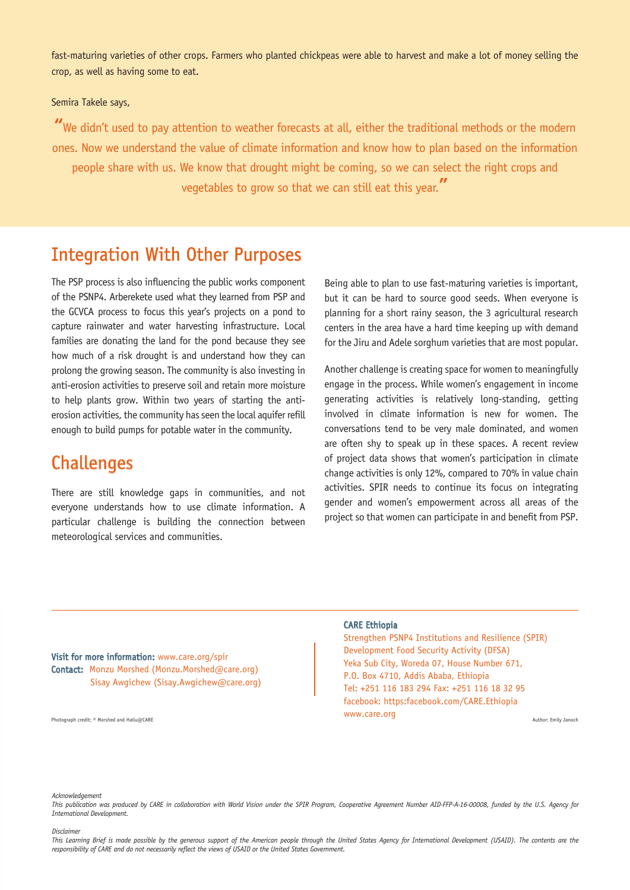fast-maturing varieties of other crops. Farmers who planted chickpeas were able to harvest and make a lot of money selling the crop, as well as having some to eat.

Semira Takele says,

> "We didn't used to pay attention to weather forecasts at all, either the traditional methods or the modern ones. Now we understand the value of climate information and know how to plan based on the information people share with us. We know that drought might be coming, so we can select the right crops and vegetables to grow so that we can still eat this year."

## Integration With Other Purposes

The PSP process is also influencing the public works component of the PSNP4. Arberekete used what they learned from PSP and the GCVCA process to focus this year's projects on a pond to capture rainwater and water harvesting infrastructure. Local families are donating the land for the pond because they see how much of a risk drought is and understand how they can prolong the growing season. The community is also investing in anti-erosion activities to preserve soil and retain more moisture to help plants grow. Within two years of starting the anti-erosion activities, the community has seen the local aquifer refill enough to build pumps for potable water in the community.

## Challenges

There are still knowledge gaps in communities, and not everyone understands how to use climate information. A particular challenge is building the connection between meteorological services and communities.

Being able to plan to use fast-maturing varieties is important, but it can be hard to source good seeds. When everyone is planning for a short rainy season, the 3 agricultural research centers in the area have a hard time keeping up with demand for the Jiru and Adele sorghum varieties that are most popular.

Another challenge is creating space for women to meaningfully engage in the process. While women's engagement in income generating activities is relatively long-standing, getting involved in climate information is new for women. The conversations tend to be very male dominated, and women are often shy to speak up in these spaces. A recent review of project data shows that women's participation in climate change activities is only 12%, compared to 70% in value chain activities. SPIR needs to continue its focus on integrating gender and women's empowerment across all areas of the project so that women can participate in and benefit from PSP.

---

**Visit for more information:** www.care.org/spir
**Contact:** Monzu Morshed (Monzu.Morshed@care.org)
Sisay Awgichew (Sisay.Awgichew@care.org)

**CARE Ethiopia**
Strengthen PSNP4 Institutions and Resilience (SPIR)
Development Food Security Activity (DFSA)
Yeka Sub City, Woreda 07, House Number 671,
P.O. Box 4710, Addis Ababa, Ethiopia
Tel: +251 116 183 294 Fax: +251 116 18 32 95
facebook: https:facebook.com/CARE.Ethiopia
www.care.org

Photograph credit: © Morshed and Hailu@CARE

Author: Emily Janoch

*Acknowledgement*
*This publication was produced by CARE in collaboration with World Vision under the SPIR Program, Cooperative Agreement Number AID-FFP-A-16-00008, funded by the U.S. Agency for International Development.*

*Disclaimer*
*This Learning Brief is made possible by the generous support of the American people through the United States Agency for International Development (USAID). The contents are the responsibility of CARE and do not necessarily reflect the views of USAID or the United States Government.*